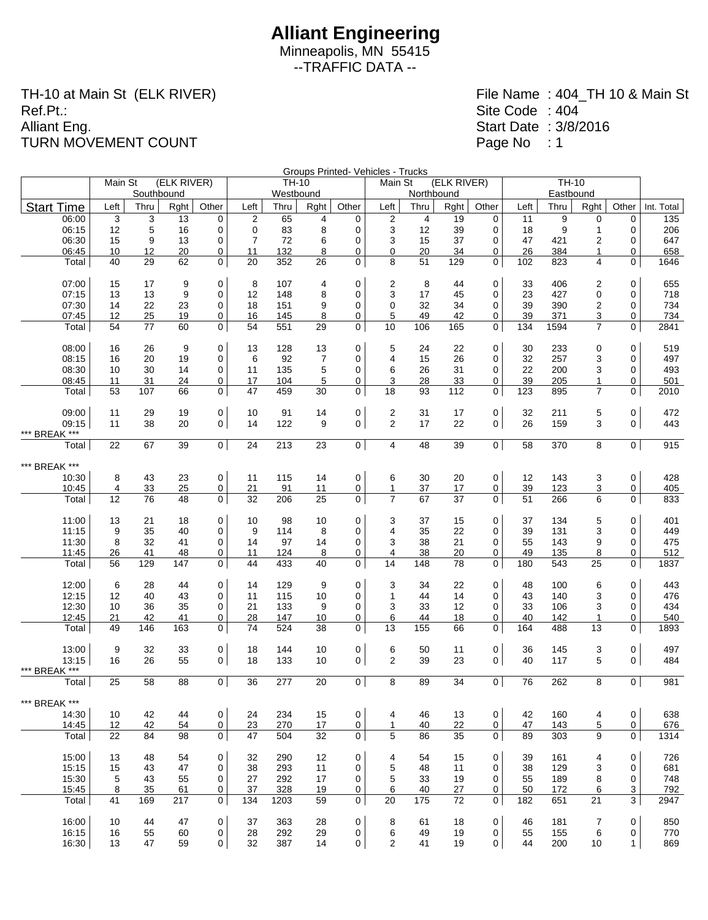# Alliant Engineering

Minneapolis, MN 55415

--TRAFFIC DATA --

TH-10 at Main St (ELK RIVER)
Ref.Pt.:
Alliant Eng.
TURN MOVEMENT COUNT

File Name : 404_TH 10 & Main St
Site Code : 404
Start Date : 3/8/2016
Page No : 1

Groups Printed- Vehicles - Trucks

| | Main St (ELK RIVER) Southbound | | | | TH-10 Westbound | | | | Main St (ELK RIVER) Northbound | | | | TH-10 Eastbound | | | | |
|---|---|---|---|---|---|---|---|---|---|---|---|---|---|---|---|---|---|
| Start Time | Left | Thru | Rght | Other | Left | Thru | Rght | Other | Left | Thru | Rght | Other | Left | Thru | Rght | Other | Int. Total |
| 06:00 | 3 | 3 | 13 | 0 | 2 | 65 | 4 | 0 | 2 | 4 | 19 | 0 | 11 | 9 | 0 | 0 | 135 |
| 06:15 | 12 | 5 | 16 | 0 | 0 | 83 | 8 | 0 | 3 | 12 | 39 | 0 | 18 | 9 | 1 | 0 | 206 |
| 06:30 | 15 | 9 | 13 | 0 | 7 | 72 | 6 | 0 | 3 | 15 | 37 | 0 | 47 | 421 | 2 | 0 | 647 |
| 06:45 | 10 | 12 | 20 | 0 | 11 | 132 | 8 | 0 | 0 | 20 | 34 | 0 | 26 | 384 | 1 | 0 | 658 |
| Total | 40 | 29 | 62 | 0 | 20 | 352 | 26 | 0 | 8 | 51 | 129 | 0 | 102 | 823 | 4 | 0 | 1646 |
| | | | | | | | | | | | | | | | | | |
| 07:00 | 15 | 17 | 9 | 0 | 8 | 107 | 4 | 0 | 2 | 8 | 44 | 0 | 33 | 406 | 2 | 0 | 655 |
| 07:15 | 13 | 13 | 9 | 0 | 12 | 148 | 8 | 0 | 3 | 17 | 45 | 0 | 23 | 427 | 0 | 0 | 718 |
| 07:30 | 14 | 22 | 23 | 0 | 18 | 151 | 9 | 0 | 0 | 32 | 34 | 0 | 39 | 390 | 2 | 0 | 734 |
| 07:45 | 12 | 25 | 19 | 0 | 16 | 145 | 8 | 0 | 5 | 49 | 42 | 0 | 39 | 371 | 3 | 0 | 734 |
| Total | 54 | 77 | 60 | 0 | 54 | 551 | 29 | 0 | 10 | 106 | 165 | 0 | 134 | 1594 | 7 | 0 | 2841 |
| | | | | | | | | | | | | | | | | | |
| 08:00 | 16 | 26 | 9 | 0 | 13 | 128 | 13 | 0 | 5 | 24 | 22 | 0 | 30 | 233 | 0 | 0 | 519 |
| 08:15 | 16 | 20 | 19 | 0 | 6 | 92 | 7 | 0 | 4 | 15 | 26 | 0 | 32 | 257 | 3 | 0 | 497 |
| 08:30 | 10 | 30 | 14 | 0 | 11 | 135 | 5 | 0 | 6 | 26 | 31 | 0 | 22 | 200 | 3 | 0 | 493 |
| 08:45 | 11 | 31 | 24 | 0 | 17 | 104 | 5 | 0 | 3 | 28 | 33 | 0 | 39 | 205 | 1 | 0 | 501 |
| Total | 53 | 107 | 66 | 0 | 47 | 459 | 30 | 0 | 18 | 93 | 112 | 0 | 123 | 895 | 7 | 0 | 2010 |
| | | | | | | | | | | | | | | | | | |
| 09:00 | 11 | 29 | 19 | 0 | 10 | 91 | 14 | 0 | 2 | 31 | 17 | 0 | 32 | 211 | 5 | 0 | 472 |
| 09:15 | 11 | 38 | 20 | 0 | 14 | 122 | 9 | 0 | 2 | 17 | 22 | 0 | 26 | 159 | 3 | 0 | 443 |
| *** BREAK *** | | | | | | | | | | | | | | | | | |
| Total | 22 | 67 | 39 | 0 | 24 | 213 | 23 | 0 | 4 | 48 | 39 | 0 | 58 | 370 | 8 | 0 | 915 |
| | | | | | | | | | | | | | | | | | |
| *** BREAK *** | | | | | | | | | | | | | | | | | |
| 10:30 | 8 | 43 | 23 | 0 | 11 | 115 | 14 | 0 | 6 | 30 | 20 | 0 | 12 | 143 | 3 | 0 | 428 |
| 10:45 | 4 | 33 | 25 | 0 | 21 | 91 | 11 | 0 | 1 | 37 | 17 | 0 | 39 | 123 | 3 | 0 | 405 |
| Total | 12 | 76 | 48 | 0 | 32 | 206 | 25 | 0 | 7 | 67 | 37 | 0 | 51 | 266 | 6 | 0 | 833 |
| | | | | | | | | | | | | | | | | | |
| 11:00 | 13 | 21 | 18 | 0 | 10 | 98 | 10 | 0 | 3 | 37 | 15 | 0 | 37 | 134 | 5 | 0 | 401 |
| 11:15 | 9 | 35 | 40 | 0 | 9 | 114 | 8 | 0 | 4 | 35 | 22 | 0 | 39 | 131 | 3 | 0 | 449 |
| 11:30 | 8 | 32 | 41 | 0 | 14 | 97 | 14 | 0 | 3 | 38 | 21 | 0 | 55 | 143 | 9 | 0 | 475 |
| 11:45 | 26 | 41 | 48 | 0 | 11 | 124 | 8 | 0 | 4 | 38 | 20 | 0 | 49 | 135 | 8 | 0 | 512 |
| Total | 56 | 129 | 147 | 0 | 44 | 433 | 40 | 0 | 14 | 148 | 78 | 0 | 180 | 543 | 25 | 0 | 1837 |
| | | | | | | | | | | | | | | | | | |
| 12:00 | 6 | 28 | 44 | 0 | 14 | 129 | 9 | 0 | 3 | 34 | 22 | 0 | 48 | 100 | 6 | 0 | 443 |
| 12:15 | 12 | 40 | 43 | 0 | 11 | 115 | 10 | 0 | 1 | 44 | 14 | 0 | 43 | 140 | 3 | 0 | 476 |
| 12:30 | 10 | 36 | 35 | 0 | 21 | 133 | 9 | 0 | 3 | 33 | 12 | 0 | 33 | 106 | 3 | 0 | 434 |
| 12:45 | 21 | 42 | 41 | 0 | 28 | 147 | 10 | 0 | 6 | 44 | 18 | 0 | 40 | 142 | 1 | 0 | 540 |
| Total | 49 | 146 | 163 | 0 | 74 | 524 | 38 | 0 | 13 | 155 | 66 | 0 | 164 | 488 | 13 | 0 | 1893 |
| | | | | | | | | | | | | | | | | | |
| 13:00 | 9 | 32 | 33 | 0 | 18 | 144 | 10 | 0 | 6 | 50 | 11 | 0 | 36 | 145 | 3 | 0 | 497 |
| 13:15 | 16 | 26 | 55 | 0 | 18 | 133 | 10 | 0 | 2 | 39 | 23 | 0 | 40 | 117 | 5 | 0 | 484 |
| *** BREAK *** | | | | | | | | | | | | | | | | | |
| Total | 25 | 58 | 88 | 0 | 36 | 277 | 20 | 0 | 8 | 89 | 34 | 0 | 76 | 262 | 8 | 0 | 981 |
| | | | | | | | | | | | | | | | | | |
| *** BREAK *** | | | | | | | | | | | | | | | | | |
| 14:30 | 10 | 42 | 44 | 0 | 24 | 234 | 15 | 0 | 4 | 46 | 13 | 0 | 42 | 160 | 4 | 0 | 638 |
| 14:45 | 12 | 42 | 54 | 0 | 23 | 270 | 17 | 0 | 1 | 40 | 22 | 0 | 47 | 143 | 5 | 0 | 676 |
| Total | 22 | 84 | 98 | 0 | 47 | 504 | 32 | 0 | 5 | 86 | 35 | 0 | 89 | 303 | 9 | 0 | 1314 |
| | | | | | | | | | | | | | | | | | |
| 15:00 | 13 | 48 | 54 | 0 | 32 | 290 | 12 | 0 | 4 | 54 | 15 | 0 | 39 | 161 | 4 | 0 | 726 |
| 15:15 | 15 | 43 | 47 | 0 | 38 | 293 | 11 | 0 | 5 | 48 | 11 | 0 | 38 | 129 | 3 | 0 | 681 |
| 15:30 | 5 | 43 | 55 | 0 | 27 | 292 | 17 | 0 | 5 | 33 | 19 | 0 | 55 | 189 | 8 | 0 | 748 |
| 15:45 | 8 | 35 | 61 | 0 | 37 | 328 | 19 | 0 | 6 | 40 | 27 | 0 | 50 | 172 | 6 | 3 | 792 |
| Total | 41 | 169 | 217 | 0 | 134 | 1203 | 59 | 0 | 20 | 175 | 72 | 0 | 182 | 651 | 21 | 3 | 2947 |
| | | | | | | | | | | | | | | | | | |
| 16:00 | 10 | 44 | 47 | 0 | 37 | 363 | 28 | 0 | 8 | 61 | 18 | 0 | 46 | 181 | 7 | 0 | 850 |
| 16:15 | 16 | 55 | 60 | 0 | 28 | 292 | 29 | 0 | 6 | 49 | 19 | 0 | 55 | 155 | 6 | 0 | 770 |
| 16:30 | 13 | 47 | 59 | 0 | 32 | 387 | 14 | 0 | 2 | 41 | 19 | 0 | 44 | 200 | 10 | 1 | 869 |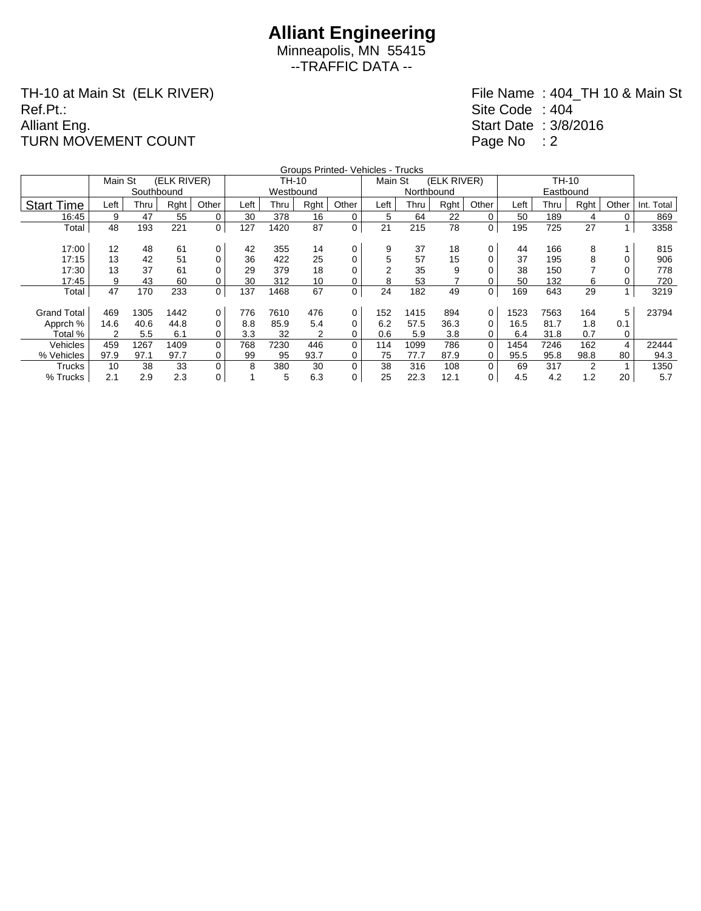# Alliant Engineering

Minneapolis, MN 55415

--TRAFFIC DATA --

TH-10 at Main St (ELK RIVER)
Ref.Pt.:
Alliant Eng.
TURN MOVEMENT COUNT

File Name : 404_TH 10 & Main St
Site Code : 404
Start Date : 3/8/2016
Page No : 2

Groups Printed- Vehicles - Trucks

| | Main St (ELK RIVER) Southbound | | | | TH-10 Westbound | | | | Main St (ELK RIVER) Northbound | | | | TH-10 Eastbound | | | | |
|---|---|---|---|---|---|---|---|---|---|---|---|---|---|---|---|---|---|
| Start Time | Left | Thru | Rght | Other | Left | Thru | Rght | Other | Left | Thru | Rght | Other | Left | Thru | Rght | Other | Int. Total |
| 16:45 | 9 | 47 | 55 | 0 | 30 | 378 | 16 | 0 | 5 | 64 | 22 | 0 | 50 | 189 | 4 | 0 | 869 |
| Total | 48 | 193 | 221 | 0 | 127 | 1420 | 87 | 0 | 21 | 215 | 78 | 0 | 195 | 725 | 27 | 1 | 3358 |
| | | | | | | | | | | | | | | | | | |
| 17:00 | 12 | 48 | 61 | 0 | 42 | 355 | 14 | 0 | 9 | 37 | 18 | 0 | 44 | 166 | 8 | 1 | 815 |
| 17:15 | 13 | 42 | 51 | 0 | 36 | 422 | 25 | 0 | 5 | 57 | 15 | 0 | 37 | 195 | 8 | 0 | 906 |
| 17:30 | 13 | 37 | 61 | 0 | 29 | 379 | 18 | 0 | 2 | 35 | 9 | 0 | 38 | 150 | 7 | 0 | 778 |
| 17:45 | 9 | 43 | 60 | 0 | 30 | 312 | 10 | 0 | 8 | 53 | 7 | 0 | 50 | 132 | 6 | 0 | 720 |
| Total | 47 | 170 | 233 | 0 | 137 | 1468 | 67 | 0 | 24 | 182 | 49 | 0 | 169 | 643 | 29 | 1 | 3219 |
| | | | | | | | | | | | | | | | | | |
| Grand Total | 469 | 1305 | 1442 | 0 | 776 | 7610 | 476 | 0 | 152 | 1415 | 894 | 0 | 1523 | 7563 | 164 | 5 | 23794 |
| Apprch % | 14.6 | 40.6 | 44.8 | 0 | 8.8 | 85.9 | 5.4 | 0 | 6.2 | 57.5 | 36.3 | 0 | 16.5 | 81.7 | 1.8 | 0.1 | |
| Total % | 2 | 5.5 | 6.1 | 0 | 3.3 | 32 | 2 | 0 | 0.6 | 5.9 | 3.8 | 0 | 6.4 | 31.8 | 0.7 | 0 | |
| Vehicles | 459 | 1267 | 1409 | 0 | 768 | 7230 | 446 | 0 | 114 | 1099 | 786 | 0 | 1454 | 7246 | 162 | 4 | 22444 |
| % Vehicles | 97.9 | 97.1 | 97.7 | 0 | 99 | 95 | 93.7 | 0 | 75 | 77.7 | 87.9 | 0 | 95.5 | 95.8 | 98.8 | 80 | 94.3 |
| Trucks | 10 | 38 | 33 | 0 | 8 | 380 | 30 | 0 | 38 | 316 | 108 | 0 | 69 | 317 | 2 | 1 | 1350 |
| % Trucks | 2.1 | 2.9 | 2.3 | 0 | 1 | 5 | 6.3 | 0 | 25 | 22.3 | 12.1 | 0 | 4.5 | 4.2 | 1.2 | 20 | 5.7 |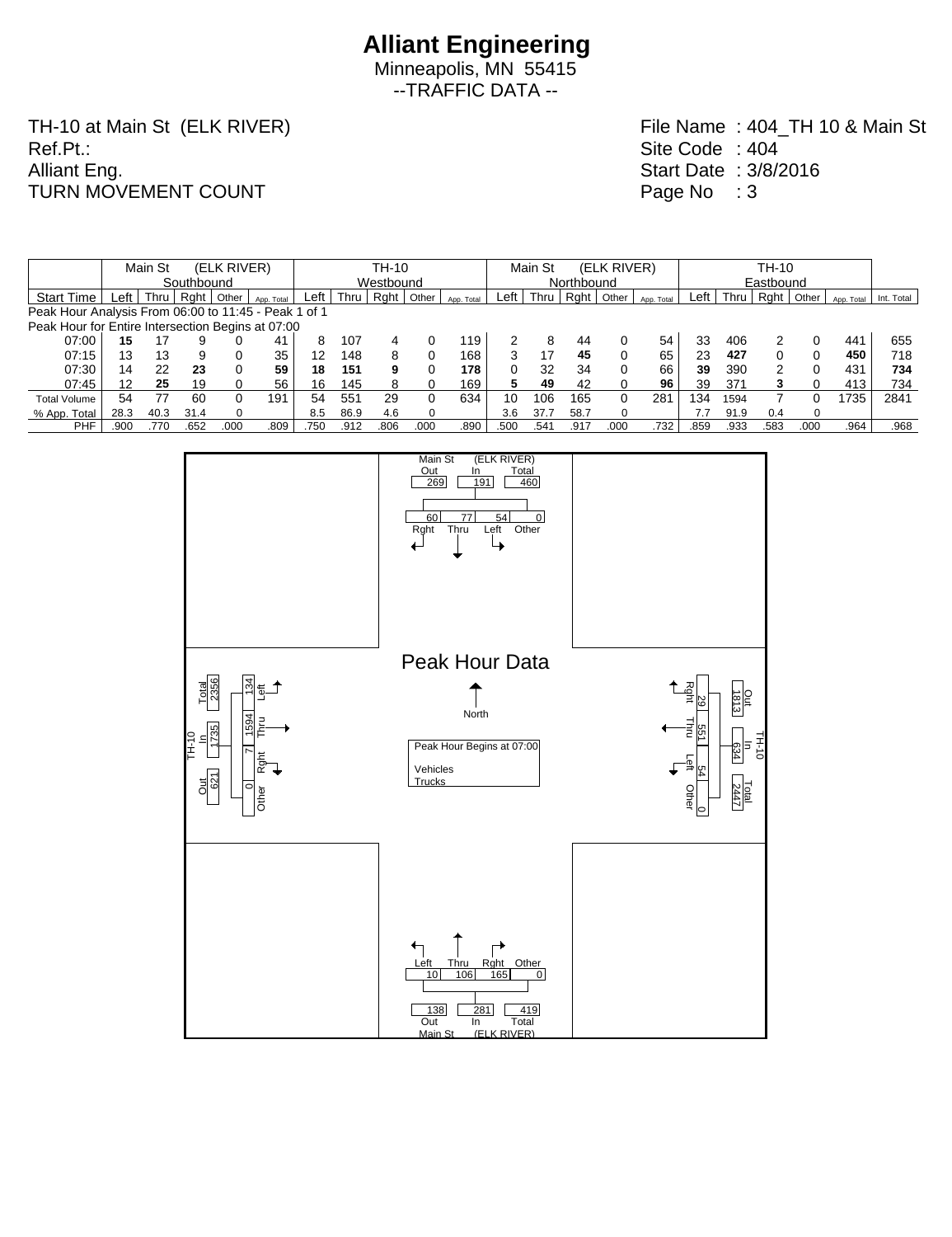# Alliant Engineering

Minneapolis, MN 55415

--TRAFFIC DATA --

TH-10 at Main St (ELK RIVER)
Ref.Pt.:
Alliant Eng.
TURN MOVEMENT COUNT

File Name : 404_TH 10 & Main St
Site Code : 404
Start Date : 3/8/2016
Page No : 3

| | Main St (ELK RIVER) Southbound | | | | | TH-10 Westbound | | | | | Main St (ELK RIVER) Northbound | | | | | TH-10 Eastbound | | | | | |
|---|---|---|---|---|---|---|---|---|---|---|---|---|---|---|---|---|---|---|---|---|---|
| Start Time | Left | Thru | Rght | Other | App. Total | Left | Thru | Rght | Other | App. Total | Left | Thru | Rght | Other | App. Total | Left | Thru | Rght | Other | App. Total | Int. Total |
| Peak Hour Analysis From 06:00 to 11:45 - Peak 1 of 1 | | | | | | | | | | | | | | | | | | | | | |
| Peak Hour for Entire Intersection Begins at 07:00 | | | | | | | | | | | | | | | | | | | | | |
| 07:00 | **15** | 17 | 9 | 0 | 41 | 8 | 107 | 4 | 0 | 119 | 2 | 8 | 44 | 0 | 54 | 33 | 406 | 2 | 0 | 441 | 655 |
| 07:15 | 13 | 13 | 9 | 0 | 35 | 12 | 148 | 8 | 0 | 168 | 3 | 17 | **45** | 0 | 65 | 23 | **427** | 0 | 0 | **450** | 718 |
| 07:30 | 14 | 22 | **23** | 0 | **59** | **18** | **151** | **9** | 0 | **178** | 0 | 32 | 34 | 0 | 66 | **39** | 390 | 2 | 0 | 431 | **734** |
| 07:45 | 12 | **25** | 19 | 0 | 56 | 16 | 145 | 8 | 0 | 169 | **5** | **49** | 42 | 0 | **96** | 39 | 371 | **3** | 0 | 413 | 734 |
| Total Volume | 54 | 77 | 60 | 0 | 191 | 54 | 551 | 29 | 0 | 634 | 10 | 106 | 165 | 0 | 281 | 134 | 1594 | 7 | 0 | 1735 | 2841 |
| % App. Total | 28.3 | 40.3 | 31.4 | 0 | | 8.5 | 86.9 | 4.6 | 0 | | 3.6 | 37.7 | 58.7 | 0 | | 7.7 | 91.9 | 0.4 | 0 | | |
| PHF | .900 | .770 | .652 | .000 | .809 | .750 | .912 | .806 | .000 | .890 | .500 | .541 | .917 | .000 | .732 | .859 | .933 | .583 | .000 | .964 | .968 |

## Peak Hour Data

Peak Hour Begins at 07:00

Vehicles
Trucks

**Main St (ELK RIVER) (North leg):** Out 269, In 191, Total 460; Rght 60, Thru 77, Left 54, Other 0

**TH-10 (East leg):** Out 1813, In 634, Total 2447; Rght 29, Thru 551, Left 54, Other 0

**Main St (ELK RIVER) (South leg):** Out 138, In 281, Total 419; Left 10, Thru 106, Rght 165, Other 0

**TH-10 (West leg):** Out 621, In 1735, Total 2356; Left 134, Thru 1594, Rght 7, Other 0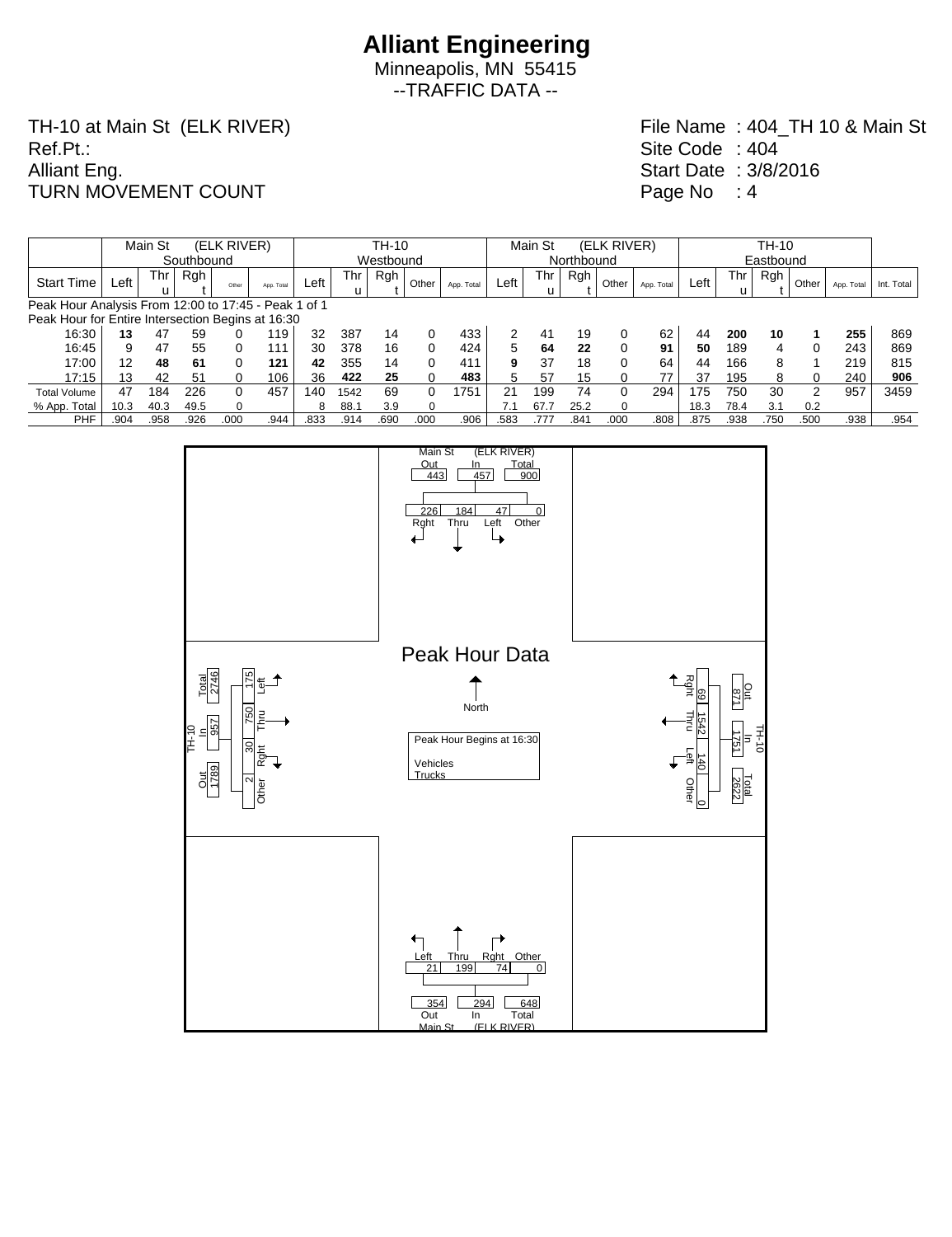# Alliant Engineering

Minneapolis, MN 55415

--TRAFFIC DATA --

TH-10 at Main St (ELK RIVER)
Ref.Pt.:
Alliant Eng.
TURN MOVEMENT COUNT

File Name : 404_TH 10 & Main St
Site Code : 404
Start Date : 3/8/2016
Page No : 4

| | Main St (ELK RIVER) Southbound | | | | | TH-10 Westbound | | | | | Main St (ELK RIVER) Northbound | | | | | TH-10 Eastbound | | | | | |
|---|---|---|---|---|---|---|---|---|---|---|---|---|---|---|---|---|---|---|---|---|---|
| Start Time | Left | Thru | Rght | Other | App. Total | Left | Thru | Rght | Other | App. Total | Left | Thru | Rght | Other | App. Total | Left | Thru | Rght | Other | App. Total | Int. Total |
| Peak Hour Analysis From 12:00 to 17:45 - Peak 1 of 1 | | | | | | | | | | | | | | | | | | | | | |
| Peak Hour for Entire Intersection Begins at 16:30 | | | | | | | | | | | | | | | | | | | | | |
| 16:30 | **13** | 47 | 59 | 0 | 119 | 32 | 387 | 14 | 0 | 433 | 2 | 41 | 19 | 0 | 62 | 44 | **200** | 10 | 1 | **255** | 869 |
| 16:45 | 9 | 47 | 55 | 0 | 111 | 30 | 378 | 16 | 0 | 424 | 5 | **64** | **22** | 0 | **91** | **50** | 189 | 4 | 0 | 243 | 869 |
| 17:00 | 12 | **48** | **61** | 0 | **121** | **42** | 355 | 14 | 0 | 411 | **9** | 37 | 18 | 0 | 64 | 44 | 166 | 8 | 1 | 219 | 815 |
| 17:15 | 13 | 42 | 51 | 0 | 106 | 36 | **422** | **25** | 0 | **483** | 5 | 57 | 15 | 0 | 77 | 37 | 195 | 8 | 0 | 240 | **906** |
| Total Volume | 47 | 184 | 226 | 0 | 457 | 140 | 1542 | 69 | 0 | 1751 | 21 | 199 | 74 | 0 | 294 | 175 | 750 | 30 | 2 | 957 | 3459 |
| % App. Total | 10.3 | 40.3 | 49.5 | 0 | | 8 | 88.1 | 3.9 | 0 | | 7.1 | 67.7 | 25.2 | 0 | | 18.3 | 78.4 | 3.1 | 0.2 | | |
| PHF | .904 | .958 | .926 | .000 | .944 | .833 | .914 | .690 | .000 | .906 | .583 | .777 | .841 | .000 | .808 | .875 | .938 | .750 | .500 | .938 | .954 |

Peak Hour Data

Main St (ELK RIVER)
Out 443 In 457 Total 900
226 Rght 184 Thru 47 Left 0 Other

TH-10
Total 2746 In 957 Out 1789
175 Left 750 Thru 30 Rght 2 Other

North

Peak Hour Begins at 16:30

Vehicles
Trucks

TH-10
Out 871 In 1751 Total 2622
69 Rght 1542 Thru 140 Left 0 Other

Left 21 Thru 199 Rght 74 Other 0
Out 354 In 294 Total 648
Main St (ELK RIVER)